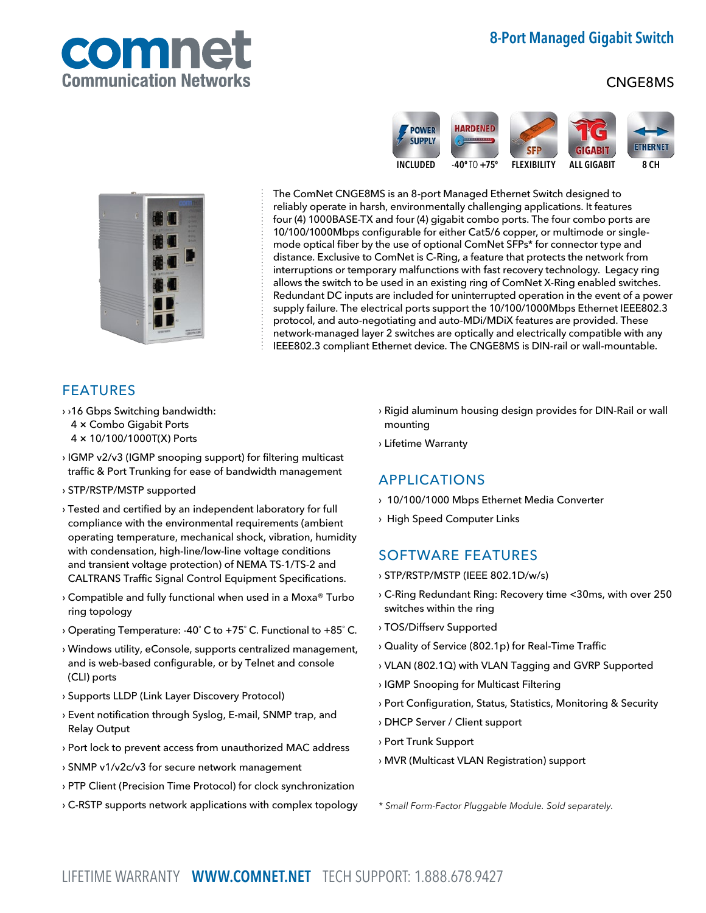# 8-Port Managed Gigabit Switch

## CNGE8MS

POWER SUPPLY INCLUDED | HARDENED -40° TO +75° | SFP FLEXIBILITY | 1G GIGABIT ALL GIGABIT | ETHERNET 8 CH

The ComNet CNGE8MS is an 8-port Managed Ethernet Switch designed to reliably operate in harsh, environmentally challenging applications. It features four (4) 1000BASE-TX and four (4) gigabit combo ports. The four combo ports are 10/100/1000Mbps configurable for either Cat5/6 copper, or multimode or single-mode optical fiber by the use of optional ComNet SFPs* for connector type and distance. Exclusive to ComNet is C-Ring, a feature that protects the network from interruptions or temporary malfunctions with fast recovery technology. Legacy ring allows the switch to be used in an existing ring of ComNet X-Ring enabled switches. Redundant DC inputs are included for uninterrupted operation in the event of a power supply failure. The electrical ports support the 10/100/1000Mbps Ethernet IEEE802.3 protocol, and auto-negotiating and auto-MDi/MDiX features are provided. These network-managed layer 2 switches are optically and electrically compatible with any IEEE802.3 compliant Ethernet device. The CNGE8MS is DIN-rail or wall-mountable.

## FEATURES

- ›16 Gbps Switching bandwidth:
  4 × Combo Gigabit Ports
  4 × 10/100/1000T(X) Ports
- IGMP v2/v3 (IGMP snooping support) for filtering multicast traffic & Port Trunking for ease of bandwidth management
- STP/RSTP/MSTP supported
- Tested and certified by an independent laboratory for full compliance with the environmental requirements (ambient operating temperature, mechanical shock, vibration, humidity with condensation, high-line/low-line voltage conditions and transient voltage protection) of NEMA TS-1/TS-2 and CALTRANS Traffic Signal Control Equipment Specifications.
- Compatible and fully functional when used in a Moxa® Turbo ring topology
- Operating Temperature: -40˚ C to +75˚ C. Functional to +85˚ C.
- Windows utility, eConsole, supports centralized management, and is web-based configurable, or by Telnet and console (CLI) ports
- Supports LLDP (Link Layer Discovery Protocol)
- Event notification through Syslog, E-mail, SNMP trap, and Relay Output
- Port lock to prevent access from unauthorized MAC address
- SNMP v1/v2c/v3 for secure network management
- PTP Client (Precision Time Protocol) for clock synchronization
- C-RSTP supports network applications with complex topology
- Rigid aluminum housing design provides for DIN-Rail or wall mounting
- Lifetime Warranty

## APPLICATIONS

- 10/100/1000 Mbps Ethernet Media Converter
- High Speed Computer Links

## SOFTWARE FEATURES

- STP/RSTP/MSTP (IEEE 802.1D/w/s)
- C-Ring Redundant Ring: Recovery time <30ms, with over 250 switches within the ring
- TOS/Diffserv Supported
- Quality of Service (802.1p) for Real-Time Traffic
- VLAN (802.1Q) with VLAN Tagging and GVRP Supported
- IGMP Snooping for Multicast Filtering
- Port Configuration, Status, Statistics, Monitoring & Security
- DHCP Server / Client support
- Port Trunk Support
- MVR (Multicast VLAN Registration) support

*\* Small Form-Factor Pluggable Module. Sold separately.*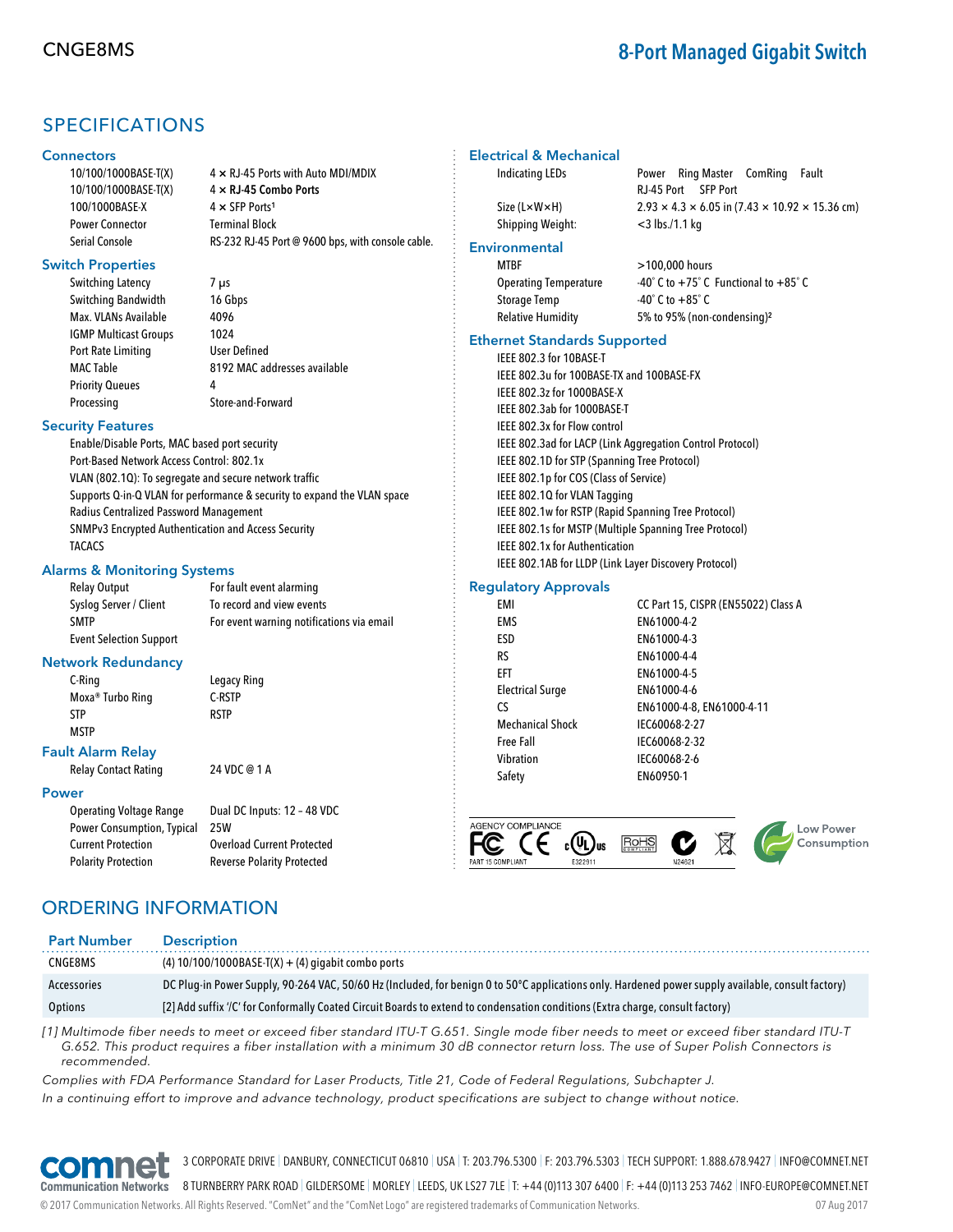# SPECIFICATIONS

## Connectors

| | |
|---|---|
| 10/100/1000BASE-T(X) | 4 × RJ-45 Ports with Auto MDI/MDIX |
| 10/100/1000BASE-T(X) | 4 × **RJ-45 Combo Ports** |
| 100/1000BASE-X | 4 × SFP Ports[1] |
| Power Connector | Terminal Block |
| Serial Console | RS-232 RJ-45 Port @ 9600 bps, with console cable. |

## Switch Properties

| | |
|---|---|
| Switching Latency | 7 µs |
| Switching Bandwidth | 16 Gbps |
| Max. VLANs Available | 4096 |
| IGMP Multicast Groups | 1024 |
| Port Rate Limiting | User Defined |
| MAC Table | 8192 MAC addresses available |
| Priority Queues | 4 |
| Processing | Store-and-Forward |

## Security Features

- Enable/Disable Ports, MAC based port security
- Port-Based Network Access Control: 802.1x
- VLAN (802.1Q): To segregate and secure network traffic
- Supports Q-in-Q VLAN for performance & security to expand the VLAN space
- Radius Centralized Password Management
- SNMPv3 Encrypted Authentication and Access Security
- TACACS

## Alarms & Monitoring Systems

| | |
|---|---|
| Relay Output | For fault event alarming |
| Syslog Server / Client | To record and view events |
| SMTP | For event warning notifications via email |
| Event Selection Support | |

## Network Redundancy

| | |
|---|---|
| C-Ring | Legacy Ring |
| Moxa® Turbo Ring | C-RSTP |
| STP | RSTP |
| MSTP | |

## Fault Alarm Relay

| | |
|---|---|
| Relay Contact Rating | 24 VDC @ 1 A |

## Power

| | |
|---|---|
| Operating Voltage Range | Dual DC Inputs: 12 – 48 VDC |
| Power Consumption, Typical | 25W |
| Current Protection | Overload Current Protected |
| Polarity Protection | Reverse Polarity Protected |

## Electrical & Mechanical

| | |
|---|---|
| Indicating LEDs | Power Ring Master ComRing Fault RJ-45 Port SFP Port |
| Size (L×W×H) | 2.93 × 4.3 × 6.05 in (7.43 × 10.92 × 15.36 cm) |
| Shipping Weight: | <3 lbs./1.1 kg |

## Environmental

| | |
|---|---|
| MTBF | >100,000 hours |
| Operating Temperature | -40˚ C to +75˚ C Functional to +85˚ C |
| Storage Temp | -40˚ C to +85˚ C |
| Relative Humidity | 5% to 95% (non-condensing)[2] |

## Ethernet Standards Supported

- IEEE 802.3 for 10BASE-T
- IEEE 802.3u for 100BASE-TX and 100BASE-FX
- IEEE 802.3z for 1000BASE-X
- IEEE 802.3ab for 1000BASE-T
- IEEE 802.3x for Flow control
- IEEE 802.3ad for LACP (Link Aggregation Control Protocol)
- IEEE 802.1D for STP (Spanning Tree Protocol)
- IEEE 802.1p for COS (Class of Service)
- IEEE 802.1Q for VLAN Tagging
- IEEE 802.1w for RSTP (Rapid Spanning Tree Protocol)
- IEEE 802.1s for MSTP (Multiple Spanning Tree Protocol)
- IEEE 802.1x for Authentication
- IEEE 802.1AB for LLDP (Link Layer Discovery Protocol)

## Regulatory Approvals

| | |
|---|---|
| EMI | CC Part 15, CISPR (EN55022) Class A |
| EMS | EN61000-4-2 |
| ESD | EN61000-4-3 |
| RS | EN61000-4-4 |
| EFT | EN61000-4-5 |
| Electrical Surge | EN61000-4-6 |
| CS | EN61000-4-8, EN61000-4-11 |
| Mechanical Shock | IEC60068-2-27 |
| Free Fall | IEC60068-2-32 |
| Vibration | IEC60068-2-6 |
| Safety | EN60950-1 |

AGENCY COMPLIANCE
PART 15 COMPLIANT E322911 N24621

Low Power Consumption

# ORDERING INFORMATION

| Part Number | Description |
|---|---|
| CNGE8MS | (4) 10/100/1000BASE-T(X) + (4) gigabit combo ports |
| Accessories | DC Plug-in Power Supply, 90-264 VAC, 50/60 Hz (Included, for benign 0 to 50°C applications only. Hardened power supply available, consult factory) |
| Options | [2] Add suffix '/C' for Conformally Coated Circuit Boards to extend to condensation conditions (Extra charge, consult factory) |

*[1] Multimode fiber needs to meet or exceed fiber standard ITU-T G.651. Single mode fiber needs to meet or exceed fiber standard ITU-T G.652. This product requires a fiber installation with a minimum 30 dB connector return loss. The use of Super Polish Connectors is recommended.*

*Complies with FDA Performance Standard for Laser Products, Title 21, Code of Federal Regulations, Subchapter J.*

*In a continuing effort to improve and advance technology, product specifications are subject to change without notice.*

comnet Communication Networks

3 CORPORATE DRIVE | DANBURY, CONNECTICUT 06810 | USA | T: 203.796.5300 | F: 203.796.5303 | TECH SUPPORT: 1.888.678.9427 | INFO@COMNET.NET

8 TURNBERRY PARK ROAD | GILDERSOME | MORLEY | LEEDS, UK LS27 7LE | T: +44 (0)113 307 6400 | F: +44 (0)113 253 7462 | INFO-EUROPE@COMNET.NET

© 2017 Communication Networks. All Rights Reserved. "ComNet" and the "ComNet Logo" are registered trademarks of Communication Networks. 07 Aug 2017